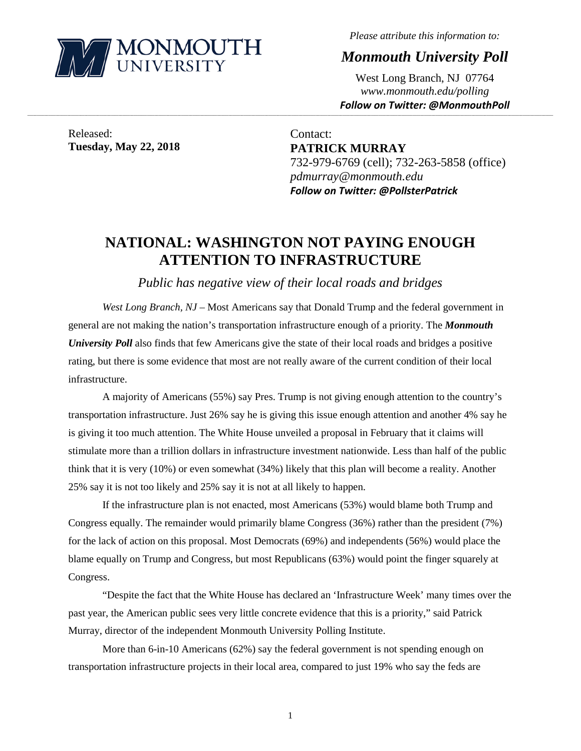Please attribute this information to:

***Monmouth University Poll***

West Long Branch, NJ 07764
*www.monmouth.edu/polling*
***Follow on Twitter: @MonmouthPoll***

Released:
**Tuesday, May 22, 2018**

Contact:
**PATRICK MURRAY**
732-979-6769 (cell); 732-263-5858 (office)
*pdmurray@monmouth.edu*
***Follow on Twitter: @PollsterPatrick***

# NATIONAL: WASHINGTON NOT PAYING ENOUGH ATTENTION TO INFRASTRUCTURE

*Public has negative view of their local roads and bridges*

*West Long Branch, NJ* – Most Americans say that Donald Trump and the federal government in general are not making the nation's transportation infrastructure enough of a priority. The ***Monmouth University Poll*** also finds that few Americans give the state of their local roads and bridges a positive rating, but there is some evidence that most are not really aware of the current condition of their local infrastructure.

A majority of Americans (55%) say Pres. Trump is not giving enough attention to the country's transportation infrastructure. Just 26% say he is giving this issue enough attention and another 4% say he is giving it too much attention. The White House unveiled a proposal in February that it claims will stimulate more than a trillion dollars in infrastructure investment nationwide. Less than half of the public think that it is very (10%) or even somewhat (34%) likely that this plan will become a reality. Another 25% say it is not too likely and 25% say it is not at all likely to happen.

If the infrastructure plan is not enacted, most Americans (53%) would blame both Trump and Congress equally. The remainder would primarily blame Congress (36%) rather than the president (7%) for the lack of action on this proposal. Most Democrats (69%) and independents (56%) would place the blame equally on Trump and Congress, but most Republicans (63%) would point the finger squarely at Congress.

"Despite the fact that the White House has declared an 'Infrastructure Week' many times over the past year, the American public sees very little concrete evidence that this is a priority," said Patrick Murray, director of the independent Monmouth University Polling Institute.

More than 6-in-10 Americans (62%) say the federal government is not spending enough on transportation infrastructure projects in their local area, compared to just 19% who say the feds are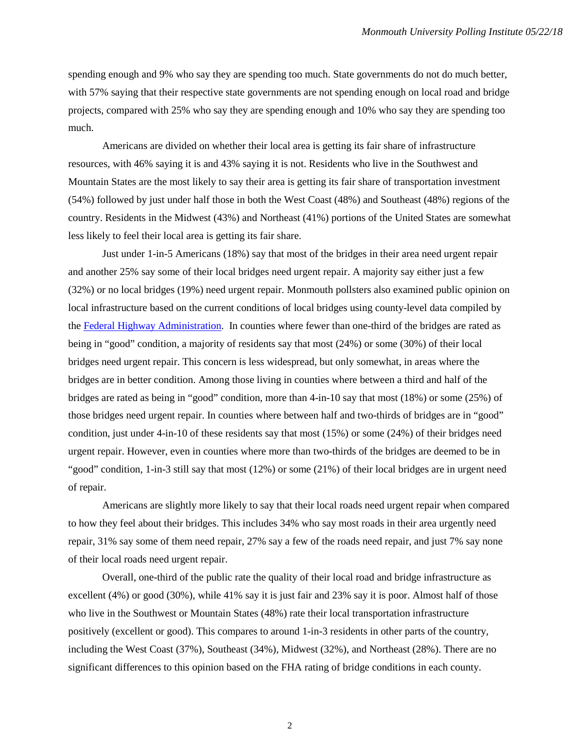spending enough and 9% who say they are spending too much. State governments do not do much better, with 57% saying that their respective state governments are not spending enough on local road and bridge projects, compared with 25% who say they are spending enough and 10% who say they are spending too much.

Americans are divided on whether their local area is getting its fair share of infrastructure resources, with 46% saying it is and 43% saying it is not. Residents who live in the Southwest and Mountain States are the most likely to say their area is getting its fair share of transportation investment (54%) followed by just under half those in both the West Coast (48%) and Southeast (48%) regions of the country. Residents in the Midwest (43%) and Northeast (41%) portions of the United States are somewhat less likely to feel their local area is getting its fair share.

Just under 1-in-5 Americans (18%) say that most of the bridges in their area need urgent repair and another 25% say some of their local bridges need urgent repair. A majority say either just a few (32%) or no local bridges (19%) need urgent repair. Monmouth pollsters also examined public opinion on local infrastructure based on the current conditions of local bridges using county-level data compiled by the [Federal Highway Administration](). In counties where fewer than one-third of the bridges are rated as being in "good" condition, a majority of residents say that most (24%) or some (30%) of their local bridges need urgent repair. This concern is less widespread, but only somewhat, in areas where the bridges are in better condition. Among those living in counties where between a third and half of the bridges are rated as being in "good" condition, more than 4-in-10 say that most (18%) or some (25%) of those bridges need urgent repair. In counties where between half and two-thirds of bridges are in "good" condition, just under 4-in-10 of these residents say that most (15%) or some (24%) of their bridges need urgent repair. However, even in counties where more than two-thirds of the bridges are deemed to be in "good" condition, 1-in-3 still say that most (12%) or some (21%) of their local bridges are in urgent need of repair.

Americans are slightly more likely to say that their local roads need urgent repair when compared to how they feel about their bridges. This includes 34% who say most roads in their area urgently need repair, 31% say some of them need repair, 27% say a few of the roads need repair, and just 7% say none of their local roads need urgent repair.

Overall, one-third of the public rate the quality of their local road and bridge infrastructure as excellent (4%) or good (30%), while 41% say it is just fair and 23% say it is poor. Almost half of those who live in the Southwest or Mountain States (48%) rate their local transportation infrastructure positively (excellent or good). This compares to around 1-in-3 residents in other parts of the country, including the West Coast (37%), Southeast (34%), Midwest (32%), and Northeast (28%). There are no significant differences to this opinion based on the FHA rating of bridge conditions in each county.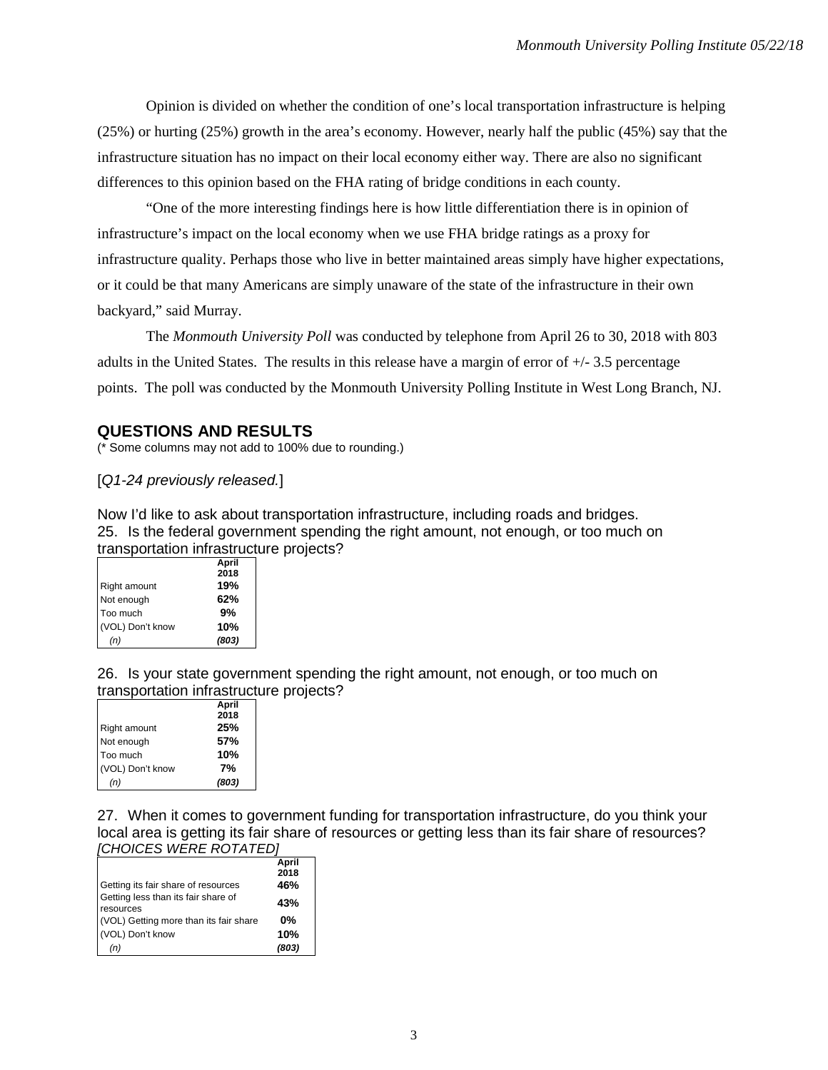Opinion is divided on whether the condition of one's local transportation infrastructure is helping (25%) or hurting (25%) growth in the area's economy. However, nearly half the public (45%) say that the infrastructure situation has no impact on their local economy either way. There are also no significant differences to this opinion based on the FHA rating of bridge conditions in each county.

"One of the more interesting findings here is how little differentiation there is in opinion of infrastructure's impact on the local economy when we use FHA bridge ratings as a proxy for infrastructure quality. Perhaps those who live in better maintained areas simply have higher expectations, or it could be that many Americans are simply unaware of the state of the infrastructure in their own backyard," said Murray.

The *Monmouth University Poll* was conducted by telephone from April 26 to 30, 2018 with 803 adults in the United States. The results in this release have a margin of error of +/- 3.5 percentage points. The poll was conducted by the Monmouth University Polling Institute in West Long Branch, NJ.

## QUESTIONS AND RESULTS

(* Some columns may not add to 100% due to rounding.)

[*Q1-24 previously released.*]

Now I'd like to ask about transportation infrastructure, including roads and bridges.

25. Is the federal government spending the right amount, not enough, or too much on transportation infrastructure projects?

| | April 2018 |
|---|---|
| Right amount | **19%** |
| Not enough | **62%** |
| Too much | **9%** |
| (VOL) Don't know | **10%** |
| *(n)* | ***(803)*** |

26. Is your state government spending the right amount, not enough, or too much on transportation infrastructure projects?

| | April 2018 |
|---|---|
| Right amount | **25%** |
| Not enough | **57%** |
| Too much | **10%** |
| (VOL) Don't know | **7%** |
| *(n)* | ***(803)*** |

27. When it comes to government funding for transportation infrastructure, do you think your local area is getting its fair share of resources or getting less than its fair share of resources? *[CHOICES WERE ROTATED]*

| | April 2018 |
|---|---|
| Getting its fair share of resources | **46%** |
| Getting less than its fair share of resources | **43%** |
| (VOL) Getting more than its fair share | **0%** |
| (VOL) Don't know | **10%** |
| *(n)* | ***(803)*** |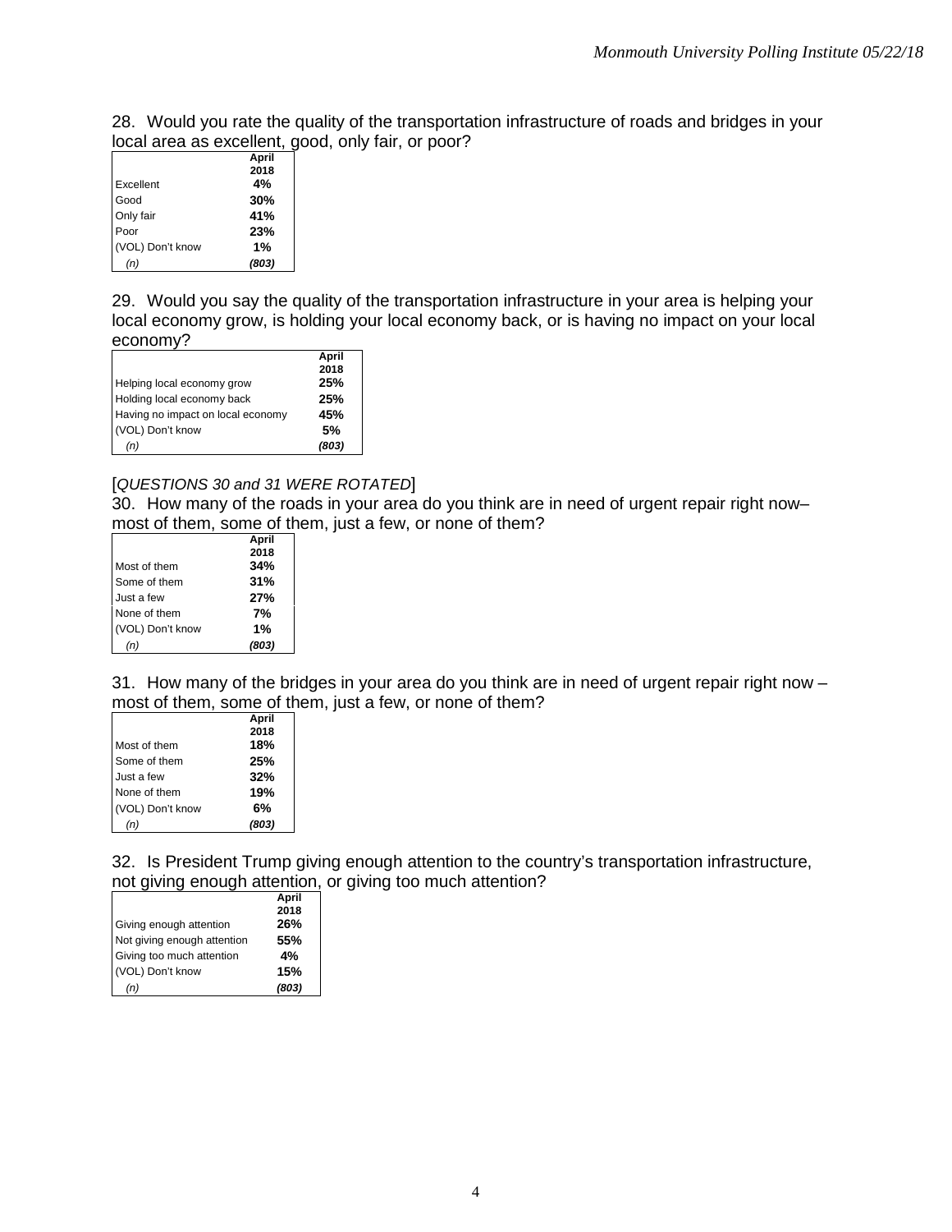28. Would you rate the quality of the transportation infrastructure of roads and bridges in your local area as excellent, good, only fair, or poor?

| | April 2018 |
|---|---|
| Excellent | **4%** |
| Good | **30%** |
| Only fair | **41%** |
| Poor | **23%** |
| (VOL) Don't know | **1%** |
| *(n)* | ***(803)*** |

29. Would you say the quality of the transportation infrastructure in your area is helping your local economy grow, is holding your local economy back, or is having no impact on your local economy?

| | April 2018 |
|---|---|
| Helping local economy grow | **25%** |
| Holding local economy back | **25%** |
| Having no impact on local economy | **45%** |
| (VOL) Don't know | **5%** |
| *(n)* | ***(803)*** |

[*QUESTIONS 30 and 31 WERE ROTATED*]

30. How many of the roads in your area do you think are in need of urgent repair right now– most of them, some of them, just a few, or none of them?

| | April 2018 |
|---|---|
| Most of them | **34%** |
| Some of them | **31%** |
| Just a few | **27%** |
| None of them | **7%** |
| (VOL) Don't know | **1%** |
| *(n)* | ***(803)*** |

31. How many of the bridges in your area do you think are in need of urgent repair right now – most of them, some of them, just a few, or none of them?

| | April 2018 |
|---|---|
| Most of them | **18%** |
| Some of them | **25%** |
| Just a few | **32%** |
| None of them | **19%** |
| (VOL) Don't know | **6%** |
| *(n)* | ***(803)*** |

32. Is President Trump giving enough attention to the country's transportation infrastructure, not giving enough attention, or giving too much attention?

| | April 2018 |
|---|---|
| Giving enough attention | **26%** |
| Not giving enough attention | **55%** |
| Giving too much attention | **4%** |
| (VOL) Don't know | **15%** |
| *(n)* | ***(803)*** |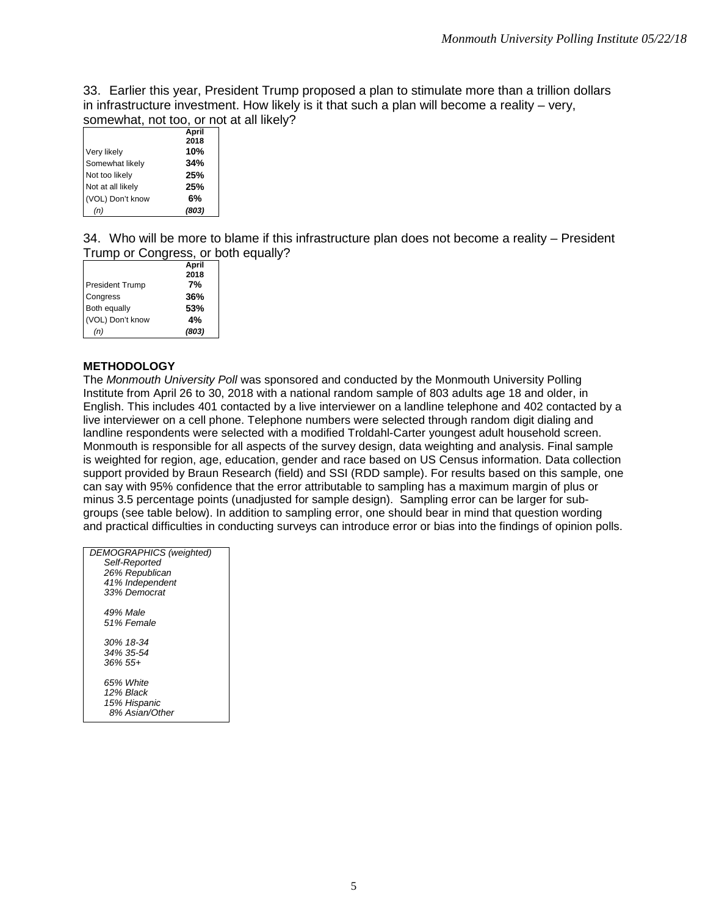33. Earlier this year, President Trump proposed a plan to stimulate more than a trillion dollars in infrastructure investment. How likely is it that such a plan will become a reality – very, somewhat, not too, or not at all likely?

| | April 2018 |
|---|---|
| Very likely | **10%** |
| Somewhat likely | **34%** |
| Not too likely | **25%** |
| Not at all likely | **25%** |
| (VOL) Don't know | **6%** |
| *(n)* | ***(803)*** |

34. Who will be more to blame if this infrastructure plan does not become a reality – President Trump or Congress, or both equally?

| | April 2018 |
|---|---|
| President Trump | **7%** |
| Congress | **36%** |
| Both equally | **53%** |
| (VOL) Don't know | **4%** |
| *(n)* | ***(803)*** |

**METHODOLOGY**

The *Monmouth University Poll* was sponsored and conducted by the Monmouth University Polling Institute from April 26 to 30, 2018 with a national random sample of 803 adults age 18 and older, in English. This includes 401 contacted by a live interviewer on a landline telephone and 402 contacted by a live interviewer on a cell phone. Telephone numbers were selected through random digit dialing and landline respondents were selected with a modified Troldahl-Carter youngest adult household screen. Monmouth is responsible for all aspects of the survey design, data weighting and analysis. Final sample is weighted for region, age, education, gender and race based on US Census information. Data collection support provided by Braun Research (field) and SSI (RDD sample). For results based on this sample, one can say with 95% confidence that the error attributable to sampling has a maximum margin of plus or minus 3.5 percentage points (unadjusted for sample design). Sampling error can be larger for sub-groups (see table below). In addition to sampling error, one should bear in mind that question wording and practical difficulties in conducting surveys can introduce error or bias into the findings of opinion polls.

*DEMOGRAPHICS (weighted)*

*Self-Reported*
*26% Republican*
*41% Independent*
*33% Democrat*

*49% Male*
*51% Female*

*30% 18-34*
*34% 35-54*
*36% 55+*

*65% White*
*12% Black*
*15% Hispanic*
*8% Asian/Other*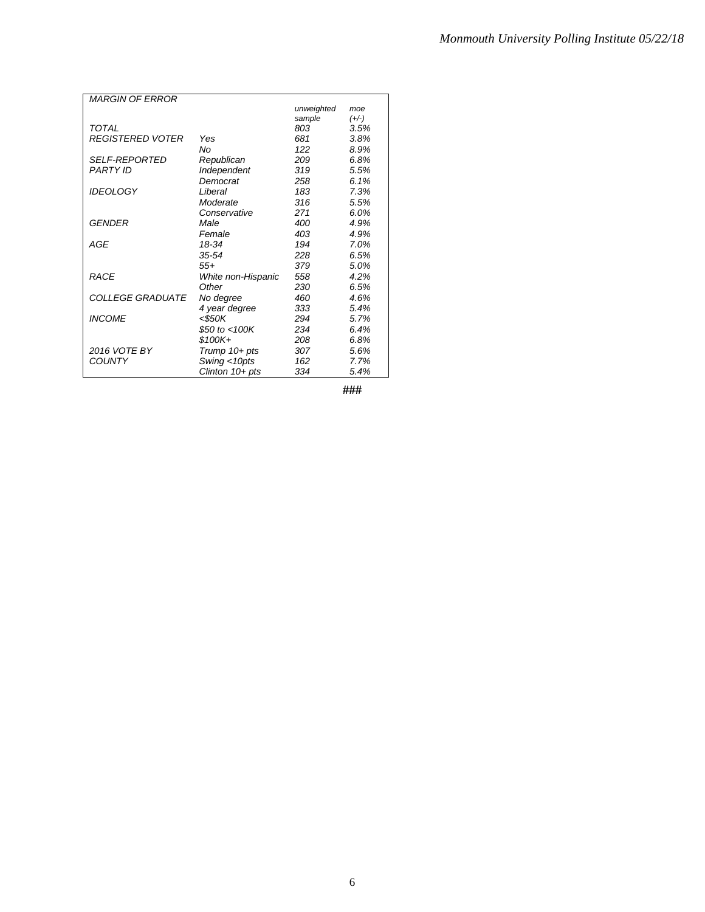| MARGIN OF ERROR | | unweighted sample | moe (+/-) |
| --- | --- | --- | --- |
| TOTAL | | 803 | 3.5% |
| REGISTERED VOTER | Yes | 681 | 3.8% |
| | No | 122 | 8.9% |
| SELF-REPORTED PARTY ID | Republican | 209 | 6.8% |
| | Independent | 319 | 5.5% |
| | Democrat | 258 | 6.1% |
| IDEOLOGY | Liberal | 183 | 7.3% |
| | Moderate | 316 | 5.5% |
| | Conservative | 271 | 6.0% |
| GENDER | Male | 400 | 4.9% |
| | Female | 403 | 4.9% |
| AGE | 18-34 | 194 | 7.0% |
| | 35-54 | 228 | 6.5% |
| | 55+ | 379 | 5.0% |
| RACE | White non-Hispanic | 558 | 4.2% |
| | Other | 230 | 6.5% |
| COLLEGE GRADUATE | No degree | 460 | 4.6% |
| | 4 year degree | 333 | 5.4% |
| INCOME | <$50K | 294 | 5.7% |
| | $50 to <100K | 234 | 6.4% |
| | $100K+ | 208 | 6.8% |
| 2016 VOTE BY COUNTY | Trump 10+ pts | 307 | 5.6% |
| | Swing <10pts | 162 | 7.7% |
| | Clinton 10+ pts | 334 | 5.4% |

###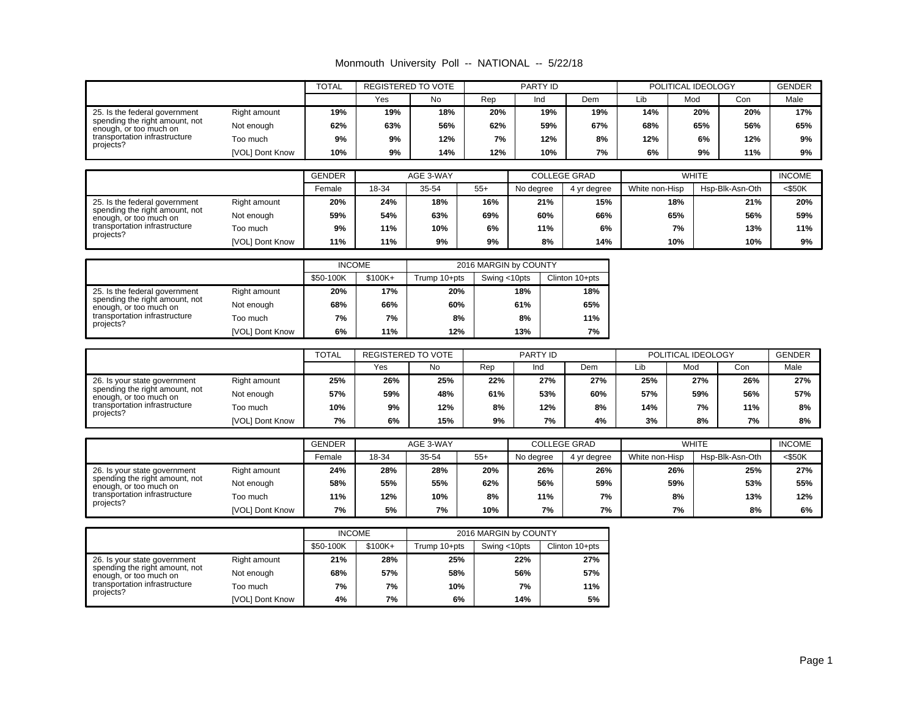Monmouth University Poll -- NATIONAL -- 5/22/18

| | | TOTAL | REGISTERED TO VOTE | | PARTY ID | | | POLITICAL IDEOLOGY | | | GENDER |
|---|---|---|---|---|---|---|---|---|---|---|---|
| | | | Yes | No | Rep | Ind | Dem | Lib | Mod | Con | Male |
| 25. Is the federal government spending the right amount, not enough, or too much on transportation infrastructure projects? | Right amount | 19% | 19% | 18% | 20% | 19% | 19% | 14% | 20% | 20% | 17% |
| | Not enough | 62% | 63% | 56% | 62% | 59% | 67% | 68% | 65% | 56% | 65% |
| | Too much | 9% | 9% | 12% | 7% | 12% | 8% | 12% | 6% | 12% | 9% |
| | [VOL] Dont Know | 10% | 9% | 14% | 12% | 10% | 7% | 6% | 9% | 11% | 9% |

| | | GENDER | AGE 3-WAY | | | COLLEGE GRAD | | WHITE | | INCOME |
|---|---|---|---|---|---|---|---|---|---|---|
| | | Female | 18-34 | 35-54 | 55+ | No degree | 4 yr degree | White non-Hisp | Hsp-Blk-Asn-Oth | <$50K |
| 25. Is the federal government spending the right amount, not enough, or too much on transportation infrastructure projects? | Right amount | 20% | 24% | 18% | 16% | 21% | 15% | 18% | 21% | 20% |
| | Not enough | 59% | 54% | 63% | 69% | 60% | 66% | 65% | 56% | 59% |
| | Too much | 9% | 11% | 10% | 6% | 11% | 6% | 7% | 13% | 11% |
| | [VOL] Dont Know | 11% | 11% | 9% | 9% | 8% | 14% | 10% | 10% | 9% |

| | | INCOME | | 2016 MARGIN by COUNTY | | |
|---|---|---|---|---|---|---|
| | | $50-100K | $100K+ | Trump 10+pts | Swing <10pts | Clinton 10+pts |
| 25. Is the federal government spending the right amount, not enough, or too much on transportation infrastructure projects? | Right amount | 20% | 17% | 20% | 18% | 18% |
| | Not enough | 68% | 66% | 60% | 61% | 65% |
| | Too much | 7% | 7% | 8% | 8% | 11% |
| | [VOL] Dont Know | 6% | 11% | 12% | 13% | 7% |

| | | TOTAL | REGISTERED TO VOTE | | PARTY ID | | | POLITICAL IDEOLOGY | | | GENDER |
|---|---|---|---|---|---|---|---|---|---|---|---|
| | | | Yes | No | Rep | Ind | Dem | Lib | Mod | Con | Male |
| 26. Is your state government spending the right amount, not enough, or too much on transportation infrastructure projects? | Right amount | 25% | 26% | 25% | 22% | 27% | 27% | 25% | 27% | 26% | 27% |
| | Not enough | 57% | 59% | 48% | 61% | 53% | 60% | 57% | 59% | 56% | 57% |
| | Too much | 10% | 9% | 12% | 8% | 12% | 8% | 14% | 7% | 11% | 8% |
| | [VOL] Dont Know | 7% | 6% | 15% | 9% | 7% | 4% | 3% | 8% | 7% | 8% |

| | | GENDER | AGE 3-WAY | | | COLLEGE GRAD | | WHITE | | INCOME |
|---|---|---|---|---|---|---|---|---|---|---|
| | | Female | 18-34 | 35-54 | 55+ | No degree | 4 yr degree | White non-Hisp | Hsp-Blk-Asn-Oth | <$50K |
| 26. Is your state government spending the right amount, not enough, or too much on transportation infrastructure projects? | Right amount | 24% | 28% | 28% | 20% | 26% | 26% | 26% | 25% | 27% |
| | Not enough | 58% | 55% | 55% | 62% | 56% | 59% | 59% | 53% | 55% |
| | Too much | 11% | 12% | 10% | 8% | 11% | 7% | 8% | 13% | 12% |
| | [VOL] Dont Know | 7% | 5% | 7% | 10% | 7% | 7% | 7% | 8% | 6% |

| | | INCOME | | 2016 MARGIN by COUNTY | | |
|---|---|---|---|---|---|---|
| | | $50-100K | $100K+ | Trump 10+pts | Swing <10pts | Clinton 10+pts |
| 26. Is your state government spending the right amount, not enough, or too much on transportation infrastructure projects? | Right amount | 21% | 28% | 25% | 22% | 27% |
| | Not enough | 68% | 57% | 58% | 56% | 57% |
| | Too much | 7% | 7% | 10% | 7% | 11% |
| | [VOL] Dont Know | 4% | 7% | 6% | 14% | 5% |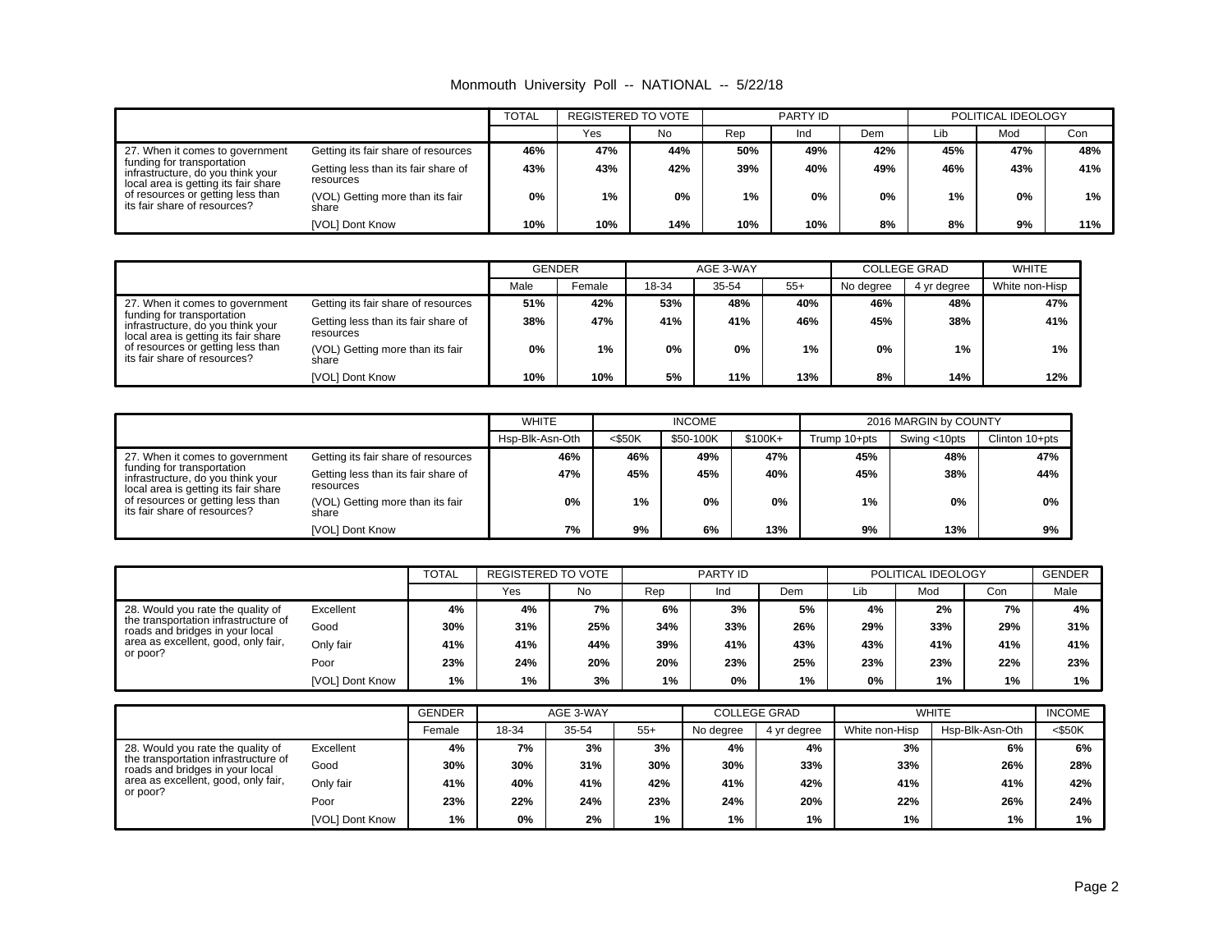Monmouth University Poll -- NATIONAL -- 5/22/18

| | | TOTAL | REGISTERED TO VOTE | | PARTY ID | | | POLITICAL IDEOLOGY | | |
|---|---|---|---|---|---|---|---|---|---|---|
| | | | Yes | No | Rep | Ind | Dem | Lib | Mod | Con |
| 27. When it comes to government funding for transportation infrastructure, do you think your local area is getting its fair share of resources or getting less than its fair share of resources? | Getting its fair share of resources | 46% | 47% | 44% | 50% | 49% | 42% | 45% | 47% | 48% |
| | Getting less than its fair share of resources | 43% | 43% | 42% | 39% | 40% | 49% | 46% | 43% | 41% |
| | (VOL) Getting more than its fair share | 0% | 1% | 0% | 1% | 0% | 0% | 1% | 0% | 1% |
| | [VOL] Dont Know | 10% | 10% | 14% | 10% | 10% | 8% | 8% | 9% | 11% |

| | | GENDER | | AGE 3-WAY | | | COLLEGE GRAD | | WHITE |
|---|---|---|---|---|---|---|---|---|---|
| | | Male | Female | 18-34 | 35-54 | 55+ | No degree | 4 yr degree | White non-Hisp |
| 27. When it comes to government funding for transportation infrastructure, do you think your local area is getting its fair share of resources or getting less than its fair share of resources? | Getting its fair share of resources | 51% | 42% | 53% | 48% | 40% | 46% | 48% | 47% |
| | Getting less than its fair share of resources | 38% | 47% | 41% | 41% | 46% | 45% | 38% | 41% |
| | (VOL) Getting more than its fair share | 0% | 1% | 0% | 0% | 1% | 0% | 1% | 1% |
| | [VOL] Dont Know | 10% | 10% | 5% | 11% | 13% | 8% | 14% | 12% |

| | | WHITE | INCOME | | | 2016 MARGIN by COUNTY | | |
|---|---|---|---|---|---|---|---|---|
| | | Hsp-Blk-Asn-Oth | <$50K | $50-100K | $100K+ | Trump 10+pts | Swing <10pts | Clinton 10+pts |
| 27. When it comes to government funding for transportation infrastructure, do you think your local area is getting its fair share of resources or getting less than its fair share of resources? | Getting its fair share of resources | 46% | 46% | 49% | 47% | 45% | 48% | 47% |
| | Getting less than its fair share of resources | 47% | 45% | 45% | 40% | 45% | 38% | 44% |
| | (VOL) Getting more than its fair share | 0% | 1% | 0% | 0% | 1% | 0% | 0% |
| | [VOL] Dont Know | 7% | 9% | 6% | 13% | 9% | 13% | 9% |

| | | TOTAL | REGISTERED TO VOTE | | PARTY ID | | | POLITICAL IDEOLOGY | | | GENDER |
|---|---|---|---|---|---|---|---|---|---|---|---|
| | | | Yes | No | Rep | Ind | Dem | Lib | Mod | Con | Male |
| 28. Would you rate the quality of the transportation infrastructure of roads and bridges in your local area as excellent, good, only fair, or poor? | Excellent | 4% | 4% | 7% | 6% | 3% | 5% | 4% | 2% | 7% | 4% |
| | Good | 30% | 31% | 25% | 34% | 33% | 26% | 29% | 33% | 29% | 31% |
| | Only fair | 41% | 41% | 44% | 39% | 41% | 43% | 43% | 41% | 41% | 41% |
| | Poor | 23% | 24% | 20% | 20% | 23% | 25% | 23% | 23% | 22% | 23% |
| | [VOL] Dont Know | 1% | 1% | 3% | 1% | 0% | 1% | 0% | 1% | 1% | 1% |

| | | GENDER | AGE 3-WAY | | | COLLEGE GRAD | | WHITE | | INCOME |
|---|---|---|---|---|---|---|---|---|---|---|
| | | Female | 18-34 | 35-54 | 55+ | No degree | 4 yr degree | White non-Hisp | Hsp-Blk-Asn-Oth | <$50K |
| 28. Would you rate the quality of the transportation infrastructure of roads and bridges in your local area as excellent, good, only fair, or poor? | Excellent | 4% | 7% | 3% | 3% | 4% | 4% | 3% | 6% | 6% |
| | Good | 30% | 30% | 31% | 30% | 30% | 33% | 33% | 26% | 28% |
| | Only fair | 41% | 40% | 41% | 42% | 41% | 42% | 41% | 41% | 42% |
| | Poor | 23% | 22% | 24% | 23% | 24% | 20% | 22% | 26% | 24% |
| | [VOL] Dont Know | 1% | 0% | 2% | 1% | 1% | 1% | 1% | 1% | 1% |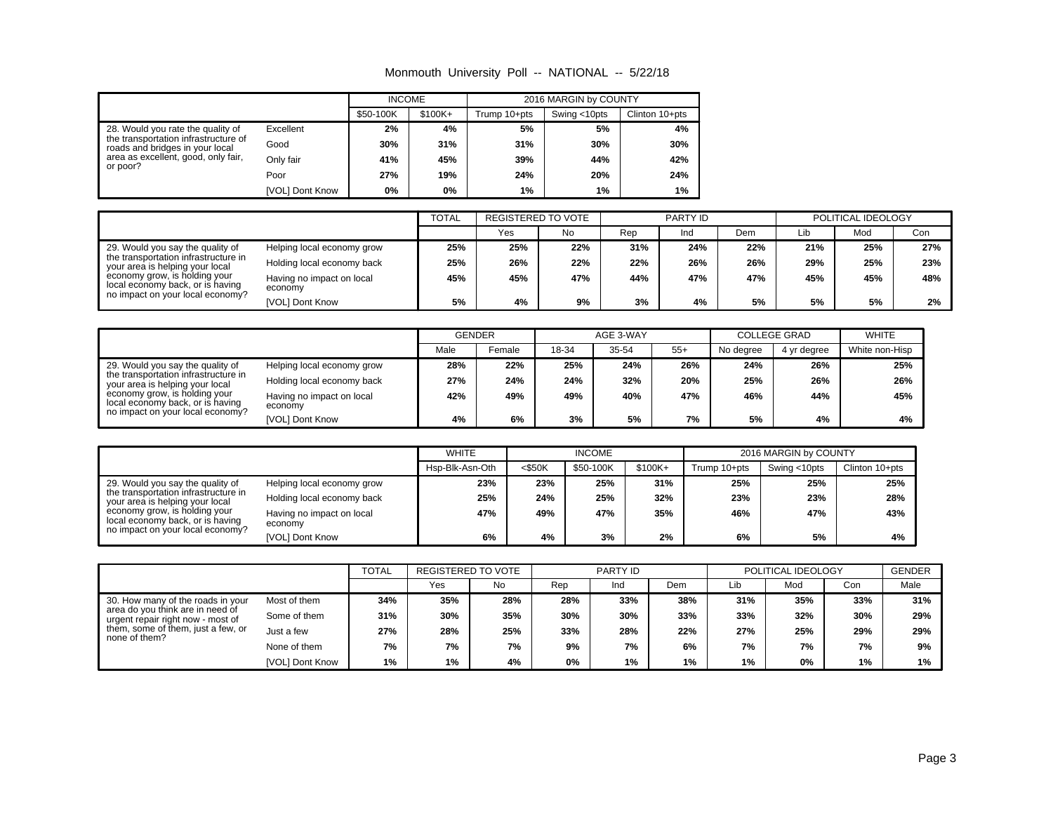## Monmouth University Poll -- NATIONAL -- 5/22/18

| | | INCOME | | 2016 MARGIN by COUNTY | | |
|---|---|---|---|---|---|---|
| | | $50-100K | $100K+ | Trump 10+pts | Swing <10pts | Clinton 10+pts |
| 28. Would you rate the quality of the transportation infrastructure of roads and bridges in your local area as excellent, good, only fair, or poor? | Excellent | 2% | 4% | 5% | 5% | 4% |
| | Good | 30% | 31% | 31% | 30% | 30% |
| | Only fair | 41% | 45% | 39% | 44% | 42% |
| | Poor | 27% | 19% | 24% | 20% | 24% |
| | [VOL] Dont Know | 0% | 0% | 1% | 1% | 1% |

| | | TOTAL | REGISTERED TO VOTE | | PARTY ID | | | POLITICAL IDEOLOGY | | |
|---|---|---|---|---|---|---|---|---|---|---|
| | | | Yes | No | Rep | Ind | Dem | Lib | Mod | Con |
| 29. Would you say the quality of the transportation infrastructure in your area is helping your local economy grow, is holding your local economy back, or is having no impact on your local economy? | Helping local economy grow | 25% | 25% | 22% | 31% | 24% | 22% | 21% | 25% | 27% |
| | Holding local economy back | 25% | 26% | 22% | 22% | 26% | 26% | 29% | 25% | 23% |
| | Having no impact on local economy | 45% | 45% | 47% | 44% | 47% | 47% | 45% | 45% | 48% |
| | [VOL] Dont Know | 5% | 4% | 9% | 3% | 4% | 5% | 5% | 5% | 2% |

| | | GENDER | | AGE 3-WAY | | | COLLEGE GRAD | | WHITE |
|---|---|---|---|---|---|---|---|---|---|
| | | Male | Female | 18-34 | 35-54 | 55+ | No degree | 4 yr degree | White non-Hisp |
| 29. Would you say the quality of the transportation infrastructure in your area is helping your local economy grow, is holding your local economy back, or is having no impact on your local economy? | Helping local economy grow | 28% | 22% | 25% | 24% | 26% | 24% | 26% | 25% |
| | Holding local economy back | 27% | 24% | 24% | 32% | 20% | 25% | 26% | 26% |
| | Having no impact on local economy | 42% | 49% | 49% | 40% | 47% | 46% | 44% | 45% |
| | [VOL] Dont Know | 4% | 6% | 3% | 5% | 7% | 5% | 4% | 4% |

| | | WHITE | INCOME | | | 2016 MARGIN by COUNTY | | |
|---|---|---|---|---|---|---|---|---|
| | | Hsp-Blk-Asn-Oth | <$50K | $50-100K | $100K+ | Trump 10+pts | Swing <10pts | Clinton 10+pts |
| 29. Would you say the quality of the transportation infrastructure in your area is helping your local economy grow, is holding your local economy back, or is having no impact on your local economy? | Helping local economy grow | 23% | 23% | 25% | 31% | 25% | 25% | 25% |
| | Holding local economy back | 25% | 24% | 25% | 32% | 23% | 23% | 28% |
| | Having no impact on local economy | 47% | 49% | 47% | 35% | 46% | 47% | 43% |
| | [VOL] Dont Know | 6% | 4% | 3% | 2% | 6% | 5% | 4% |

| | | TOTAL | REGISTERED TO VOTE | | PARTY ID | | | POLITICAL IDEOLOGY | | | GENDER |
|---|---|---|---|---|---|---|---|---|---|---|---|
| | | | Yes | No | Rep | Ind | Dem | Lib | Mod | Con | Male |
| 30. How many of the roads in your area do you think are in need of urgent repair right now - most of them, some of them, just a few, or none of them? | Most of them | 34% | 35% | 28% | 28% | 33% | 38% | 31% | 35% | 33% | 31% |
| | Some of them | 31% | 30% | 35% | 30% | 30% | 33% | 33% | 32% | 30% | 29% |
| | Just a few | 27% | 28% | 25% | 33% | 28% | 22% | 27% | 25% | 29% | 29% |
| | None of them | 7% | 7% | 7% | 9% | 7% | 6% | 7% | 7% | 7% | 9% |
| | [VOL] Dont Know | 1% | 1% | 4% | 0% | 1% | 1% | 1% | 0% | 1% | 1% |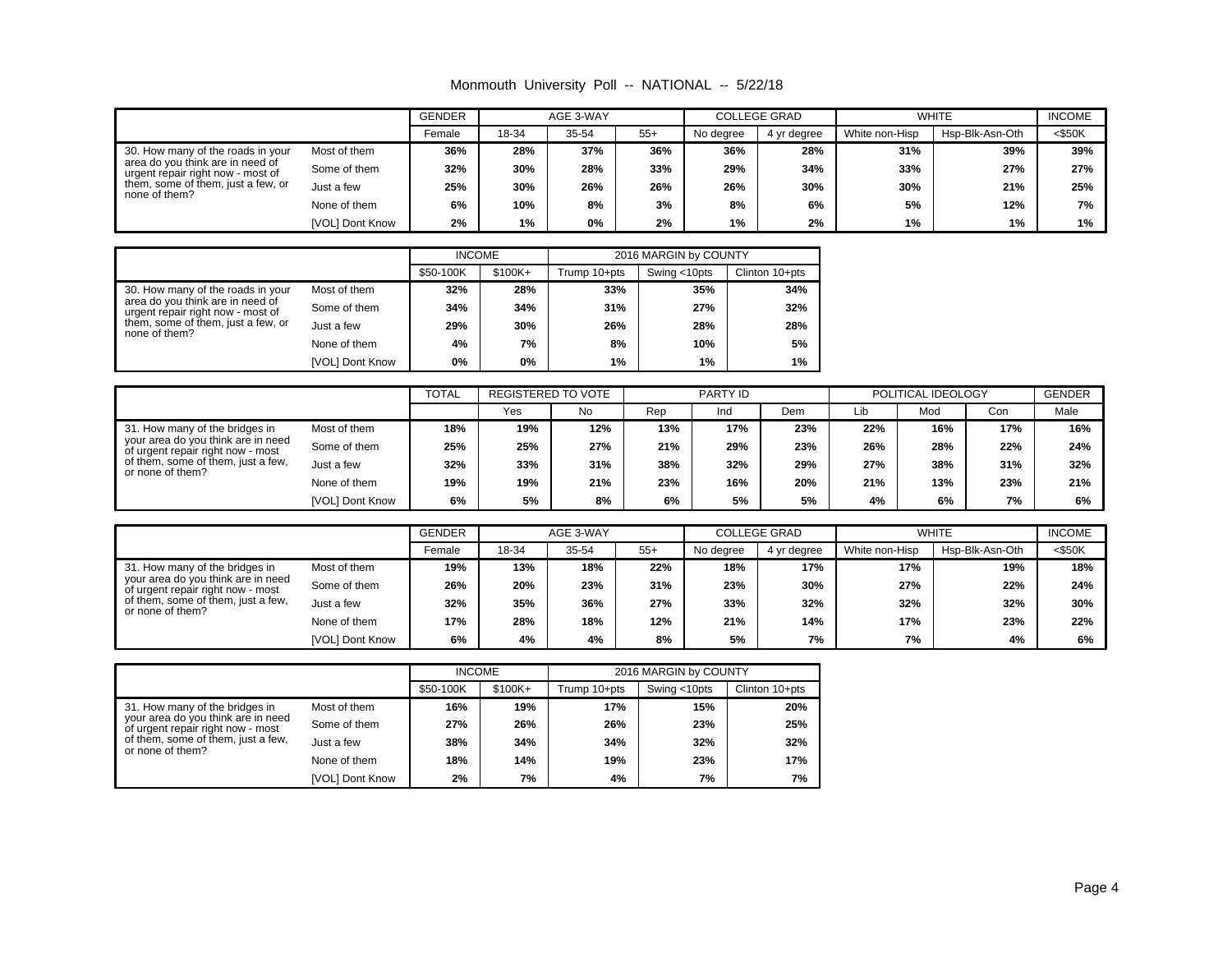Monmouth University Poll -- NATIONAL -- 5/22/18

| | | GENDER | AGE 3-WAY | | | COLLEGE GRAD | | WHITE | | INCOME |
|---|---|---|---|---|---|---|---|---|---|---|
| | | Female | 18-34 | 35-54 | 55+ | No degree | 4 yr degree | White non-Hisp | Hsp-Blk-Asn-Oth | <$50K |
| 30. How many of the roads in your area do you think are in need of urgent repair right now - most of them, some of them, just a few, or none of them? | Most of them | 36% | 28% | 37% | 36% | 36% | 28% | 31% | 39% | 39% |
| | Some of them | 32% | 30% | 28% | 33% | 29% | 34% | 33% | 27% | 27% |
| | Just a few | 25% | 30% | 26% | 26% | 26% | 30% | 30% | 21% | 25% |
| | None of them | 6% | 10% | 8% | 3% | 8% | 6% | 5% | 12% | 7% |
| | [VOL] Dont Know | 2% | 1% | 0% | 2% | 1% | 2% | 1% | 1% | 1% |

| | | INCOME | | 2016 MARGIN by COUNTY | | |
|---|---|---|---|---|---|---|
| | | $50-100K | $100K+ | Trump 10+pts | Swing <10pts | Clinton 10+pts |
| 30. How many of the roads in your area do you think are in need of urgent repair right now - most of them, some of them, just a few, or none of them? | Most of them | 32% | 28% | 33% | 35% | 34% |
| | Some of them | 34% | 34% | 31% | 27% | 32% |
| | Just a few | 29% | 30% | 26% | 28% | 28% |
| | None of them | 4% | 7% | 8% | 10% | 5% |
| | [VOL] Dont Know | 0% | 0% | 1% | 1% | 1% |

| | | TOTAL | REGISTERED TO VOTE | | PARTY ID | | | POLITICAL IDEOLOGY | | | GENDER |
|---|---|---|---|---|---|---|---|---|---|---|---|
| | | | Yes | No | Rep | Ind | Dem | Lib | Mod | Con | Male |
| 31. How many of the bridges in your area do you think are in need of urgent repair right now - most of them, some of them, just a few, or none of them? | Most of them | 18% | 19% | 12% | 13% | 17% | 23% | 22% | 16% | 17% | 16% |
| | Some of them | 25% | 25% | 27% | 21% | 29% | 23% | 26% | 28% | 22% | 24% |
| | Just a few | 32% | 33% | 31% | 38% | 32% | 29% | 27% | 38% | 31% | 32% |
| | None of them | 19% | 19% | 21% | 23% | 16% | 20% | 21% | 13% | 23% | 21% |
| | [VOL] Dont Know | 6% | 5% | 8% | 6% | 5% | 5% | 4% | 6% | 7% | 6% |

| | | GENDER | AGE 3-WAY | | | COLLEGE GRAD | | WHITE | | INCOME |
|---|---|---|---|---|---|---|---|---|---|---|
| | | Female | 18-34 | 35-54 | 55+ | No degree | 4 yr degree | White non-Hisp | Hsp-Blk-Asn-Oth | <$50K |
| 31. How many of the bridges in your area do you think are in need of urgent repair right now - most of them, some of them, just a few, or none of them? | Most of them | 19% | 13% | 18% | 22% | 18% | 17% | 17% | 19% | 18% |
| | Some of them | 26% | 20% | 23% | 31% | 23% | 30% | 27% | 22% | 24% |
| | Just a few | 32% | 35% | 36% | 27% | 33% | 32% | 32% | 32% | 30% |
| | None of them | 17% | 28% | 18% | 12% | 21% | 14% | 17% | 23% | 22% |
| | [VOL] Dont Know | 6% | 4% | 4% | 8% | 5% | 7% | 7% | 4% | 6% |

| | | INCOME | | 2016 MARGIN by COUNTY | | |
|---|---|---|---|---|---|---|
| | | $50-100K | $100K+ | Trump 10+pts | Swing <10pts | Clinton 10+pts |
| 31. How many of the bridges in your area do you think are in need of urgent repair right now - most of them, some of them, just a few, or none of them? | Most of them | 16% | 19% | 17% | 15% | 20% |
| | Some of them | 27% | 26% | 26% | 23% | 25% |
| | Just a few | 38% | 34% | 34% | 32% | 32% |
| | None of them | 18% | 14% | 19% | 23% | 17% |
| | [VOL] Dont Know | 2% | 7% | 4% | 7% | 7% |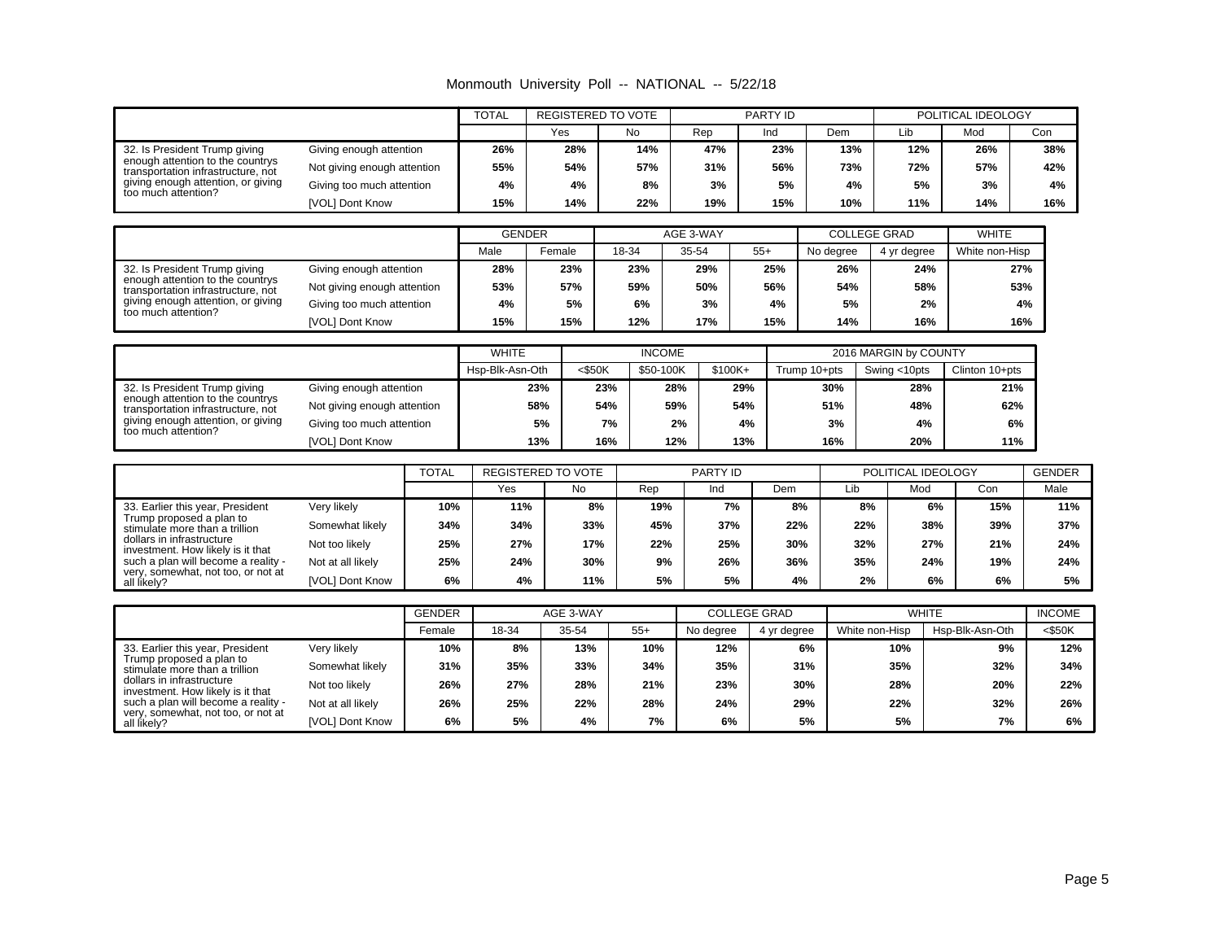# Monmouth University Poll -- NATIONAL -- 5/22/18

| | | TOTAL | REGISTERED TO VOTE | | PARTY ID | | | POLITICAL IDEOLOGY | | |
|---|---|---|---|---|---|---|---|---|---|---|
| | | | Yes | No | Rep | Ind | Dem | Lib | Mod | Con |
| 32. Is President Trump giving enough attention to the countrys transportation infrastructure, not giving enough attention, or giving too much attention? | Giving enough attention | 26% | 28% | 14% | 47% | 23% | 13% | 12% | 26% | 38% |
| | Not giving enough attention | 55% | 54% | 57% | 31% | 56% | 73% | 72% | 57% | 42% |
| | Giving too much attention | 4% | 4% | 8% | 3% | 5% | 4% | 5% | 3% | 4% |
| | [VOL] Dont Know | 15% | 14% | 22% | 19% | 15% | 10% | 11% | 14% | 16% |

| | | GENDER | | AGE 3-WAY | | | COLLEGE GRAD | | WHITE |
|---|---|---|---|---|---|---|---|---|---|
| | | Male | Female | 18-34 | 35-54 | 55+ | No degree | 4 yr degree | White non-Hisp |
| 32. Is President Trump giving enough attention to the countrys transportation infrastructure, not giving enough attention, or giving too much attention? | Giving enough attention | 28% | 23% | 23% | 29% | 25% | 26% | 24% | 27% |
| | Not giving enough attention | 53% | 57% | 59% | 50% | 56% | 54% | 58% | 53% |
| | Giving too much attention | 4% | 5% | 6% | 3% | 4% | 5% | 2% | 4% |
| | [VOL] Dont Know | 15% | 15% | 12% | 17% | 15% | 14% | 16% | 16% |

| | | WHITE | INCOME | | | 2016 MARGIN by COUNTY | | |
|---|---|---|---|---|---|---|---|---|
| | | Hsp-Blk-Asn-Oth | <$50K | $50-100K | $100K+ | Trump 10+pts | Swing <10pts | Clinton 10+pts |
| 32. Is President Trump giving enough attention to the countrys transportation infrastructure, not giving enough attention, or giving too much attention? | Giving enough attention | 23% | 23% | 28% | 29% | 30% | 28% | 21% |
| | Not giving enough attention | 58% | 54% | 59% | 54% | 51% | 48% | 62% |
| | Giving too much attention | 5% | 7% | 2% | 4% | 3% | 4% | 6% |
| | [VOL] Dont Know | 13% | 16% | 12% | 13% | 16% | 20% | 11% |

| | | TOTAL | REGISTERED TO VOTE | | PARTY ID | | | POLITICAL IDEOLOGY | | | GENDER |
|---|---|---|---|---|---|---|---|---|---|---|---|
| | | | Yes | No | Rep | Ind | Dem | Lib | Mod | Con | Male |
| 33. Earlier this year, President Trump proposed a plan to stimulate more than a trillion dollars in infrastructure investment. How likely is it that such a plan will become a reality - very, somewhat, not too, or not at all likely? | Very likely | 10% | 11% | 8% | 19% | 7% | 8% | 8% | 6% | 15% | 11% |
| | Somewhat likely | 34% | 34% | 33% | 45% | 37% | 22% | 22% | 38% | 39% | 37% |
| | Not too likely | 25% | 27% | 17% | 22% | 25% | 30% | 32% | 27% | 21% | 24% |
| | Not at all likely | 25% | 24% | 30% | 9% | 26% | 36% | 35% | 24% | 19% | 24% |
| | [VOL] Dont Know | 6% | 4% | 11% | 5% | 5% | 4% | 2% | 6% | 6% | 5% |

| | | GENDER | AGE 3-WAY | | | COLLEGE GRAD | | WHITE | | INCOME |
|---|---|---|---|---|---|---|---|---|---|---|
| | | Female | 18-34 | 35-54 | 55+ | No degree | 4 yr degree | White non-Hisp | Hsp-Blk-Asn-Oth | <$50K |
| 33. Earlier this year, President Trump proposed a plan to stimulate more than a trillion dollars in infrastructure investment. How likely is it that such a plan will become a reality - very, somewhat, not too, or not at all likely? | Very likely | 10% | 8% | 13% | 10% | 12% | 6% | 10% | 9% | 12% |
| | Somewhat likely | 31% | 35% | 33% | 34% | 35% | 31% | 35% | 32% | 34% |
| | Not too likely | 26% | 27% | 28% | 21% | 23% | 30% | 28% | 20% | 22% |
| | Not at all likely | 26% | 25% | 22% | 28% | 24% | 29% | 22% | 32% | 26% |
| | [VOL] Dont Know | 6% | 5% | 4% | 7% | 6% | 5% | 5% | 7% | 6% |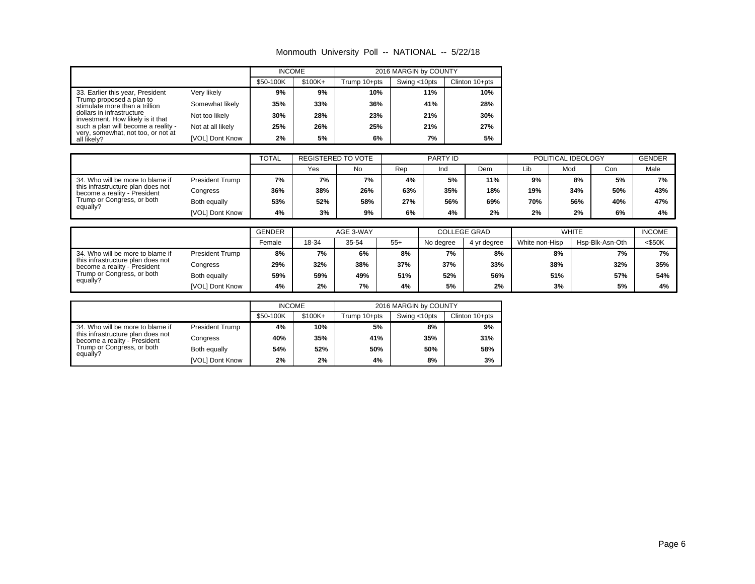Monmouth University Poll -- NATIONAL -- 5/22/18

| | | INCOME | | 2016 MARGIN by COUNTY | | |
|---|---|---|---|---|---|---|
| | | $50-100K | $100K+ | Trump 10+pts | Swing <10pts | Clinton 10+pts |
| 33. Earlier this year, President Trump proposed a plan to stimulate more than a trillion dollars in infrastructure investment. How likely is it that such a plan will become a reality - very, somewhat, not too, or not at all likely? | Very likely | 9% | 9% | 10% | 11% | 10% |
| | Somewhat likely | 35% | 33% | 36% | 41% | 28% |
| | Not too likely | 30% | 28% | 23% | 21% | 30% |
| | Not at all likely | 25% | 26% | 25% | 21% | 27% |
| | [VOL] Dont Know | 2% | 5% | 6% | 7% | 5% |

| | | TOTAL | REGISTERED TO VOTE | | PARTY ID | | | POLITICAL IDEOLOGY | | | GENDER |
|---|---|---|---|---|---|---|---|---|---|---|---|
| | | | Yes | No | Rep | Ind | Dem | Lib | Mod | Con | Male |
| 34. Who will be more to blame if this infrastructure plan does not become a reality - President Trump or Congress, or both equally? | President Trump | 7% | 7% | 7% | 4% | 5% | 11% | 9% | 8% | 5% | 7% |
| | Congress | 36% | 38% | 26% | 63% | 35% | 18% | 19% | 34% | 50% | 43% |
| | Both equally | 53% | 52% | 58% | 27% | 56% | 69% | 70% | 56% | 40% | 47% |
| | [VOL] Dont Know | 4% | 3% | 9% | 6% | 4% | 2% | 2% | 2% | 6% | 4% |

| | | GENDER | AGE 3-WAY | | | COLLEGE GRAD | | WHITE | | INCOME |
|---|---|---|---|---|---|---|---|---|---|---|
| | | Female | 18-34 | 35-54 | 55+ | No degree | 4 yr degree | White non-Hisp | Hsp-Blk-Asn-Oth | <$50K |
| 34. Who will be more to blame if this infrastructure plan does not become a reality - President Trump or Congress, or both equally? | President Trump | 8% | 7% | 6% | 8% | 7% | 8% | 8% | 7% | 7% |
| | Congress | 29% | 32% | 38% | 37% | 37% | 33% | 38% | 32% | 35% |
| | Both equally | 59% | 59% | 49% | 51% | 52% | 56% | 51% | 57% | 54% |
| | [VOL] Dont Know | 4% | 2% | 7% | 4% | 5% | 2% | 3% | 5% | 4% |

| | | INCOME | | 2016 MARGIN by COUNTY | | |
|---|---|---|---|---|---|---|
| | | $50-100K | $100K+ | Trump 10+pts | Swing <10pts | Clinton 10+pts |
| 34. Who will be more to blame if this infrastructure plan does not become a reality - President Trump or Congress, or both equally? | President Trump | 4% | 10% | 5% | 8% | 9% |
| | Congress | 40% | 35% | 41% | 35% | 31% |
| | Both equally | 54% | 52% | 50% | 50% | 58% |
| | [VOL] Dont Know | 2% | 2% | 4% | 8% | 3% |